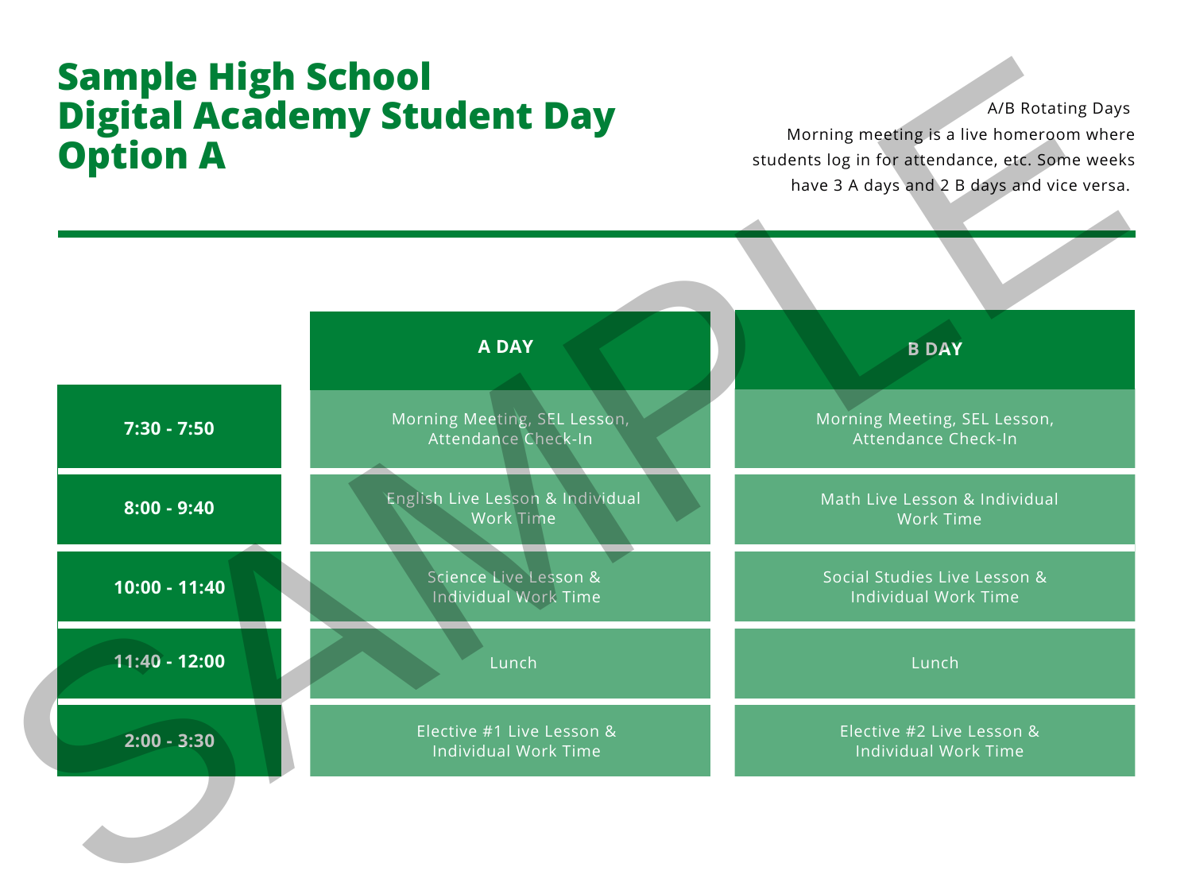# Sample High School Digital Academy Student Day Option A

A/B Rotating Days

Morning meeting is a live homeroom where students log in for attendance, etc. Some weeks have 3 A days and 2 B days and vice versa.

| | A DAY | B DAY |
|---|---|---|
| 7:30 - 7:50 | Morning Meeting, SEL Lesson, Attendance Check-In | Morning Meeting, SEL Lesson, Attendance Check-In |
| 8:00 - 9:40 | English Live Lesson & Individual Work Time | Math Live Lesson & Individual Work Time |
| 10:00 - 11:40 | Science Live Lesson & Individual Work Time | Social Studies Live Lesson & Individual Work Time |
| 11:40 - 12:00 | Lunch | Lunch |
| 2:00 - 3:30 | Elective #1 Live Lesson & Individual Work Time | Elective #2 Live Lesson & Individual Work Time |

SAMPLE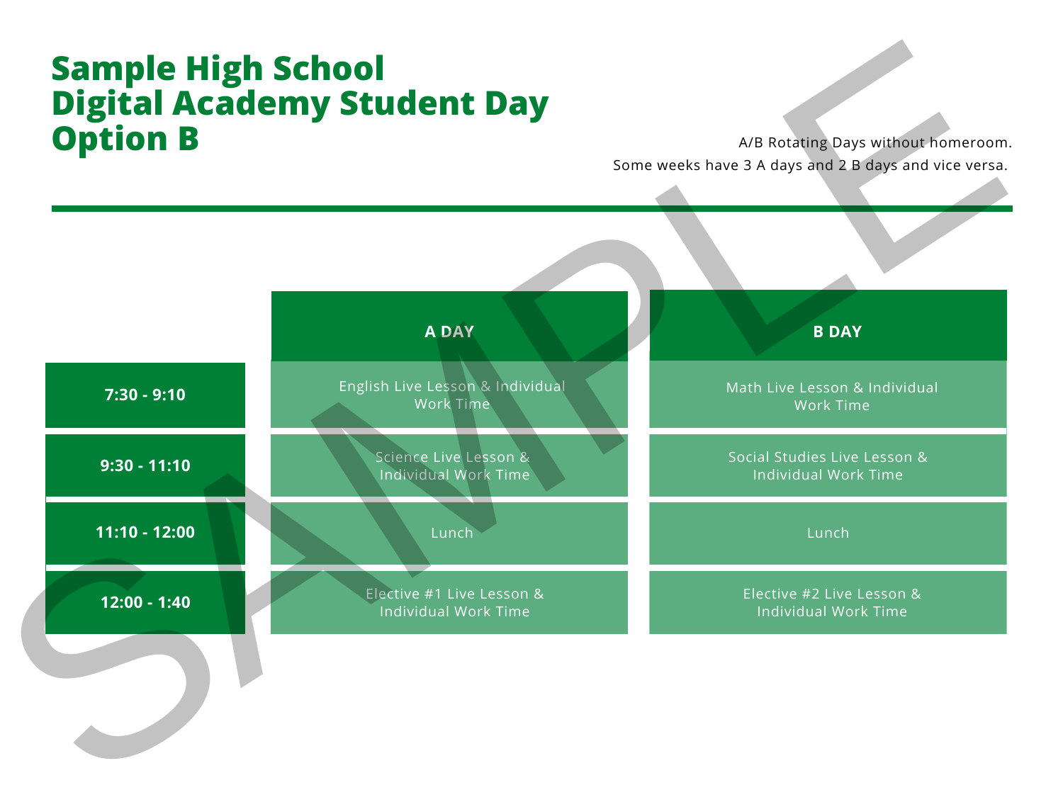# Sample High School
# Digital Academy Student Day
# Option B

A/B Rotating Days without homeroom.

Some weeks have 3 A days and 2 B days and vice versa.

| | A DAY | B DAY |
|---|---|---|
| 7:30 - 9:10 | English Live Lesson & Individual Work Time | Math Live Lesson & Individual Work Time |
| 9:30 - 11:10 | Science Live Lesson & Individual Work Time | Social Studies Live Lesson & Individual Work Time |
| 11:10 - 12:00 | Lunch | Lunch |
| 12:00 - 1:40 | Elective #1 Live Lesson & Individual Work Time | Elective #2 Live Lesson & Individual Work Time |

SAMPLE